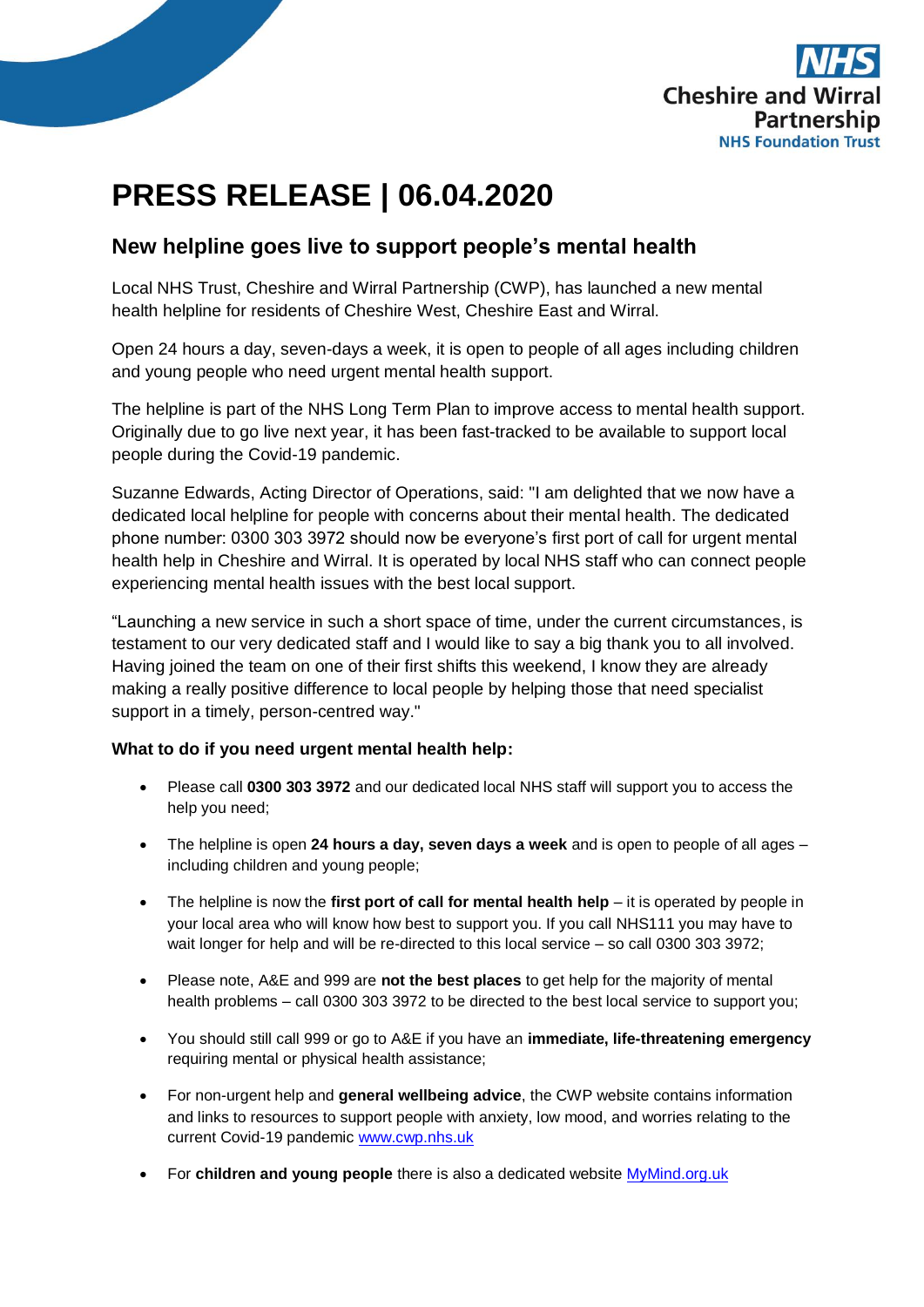NHS
Cheshire and Wirral Partnership
NHS Foundation Trust

# PRESS RELEASE | 06.04.2020

## New helpline goes live to support people's mental health

Local NHS Trust, Cheshire and Wirral Partnership (CWP), has launched a new mental health helpline for residents of Cheshire West, Cheshire East and Wirral.

Open 24 hours a day, seven-days a week, it is open to people of all ages including children and young people who need urgent mental health support.

The helpline is part of the NHS Long Term Plan to improve access to mental health support. Originally due to go live next year, it has been fast-tracked to be available to support local people during the Covid-19 pandemic.

Suzanne Edwards, Acting Director of Operations, said: "I am delighted that we now have a dedicated local helpline for people with concerns about their mental health. The dedicated phone number: 0300 303 3972 should now be everyone's first port of call for urgent mental health help in Cheshire and Wirral. It is operated by local NHS staff who can connect people experiencing mental health issues with the best local support.

"Launching a new service in such a short space of time, under the current circumstances, is testament to our very dedicated staff and I would like to say a big thank you to all involved. Having joined the team on one of their first shifts this weekend, I know they are already making a really positive difference to local people by helping those that need specialist support in a timely, person-centred way."

**What to do if you need urgent mental health help:**

- Please call **0300 303 3972** and our dedicated local NHS staff will support you to access the help you need;
- The helpline is open **24 hours a day, seven days a week** and is open to people of all ages – including children and young people;
- The helpline is now the **first port of call for mental health help** – it is operated by people in your local area who will know how best to support you. If you call NHS111 you may have to wait longer for help and will be re-directed to this local service – so call 0300 303 3972;
- Please note, A&E and 999 are **not the best places** to get help for the majority of mental health problems – call 0300 303 3972 to be directed to the best local service to support you;
- You should still call 999 or go to A&E if you have an **immediate, life-threatening emergency** requiring mental or physical health assistance;
- For non-urgent help and **general wellbeing advice**, the CWP website contains information and links to resources to support people with anxiety, low mood, and worries relating to the current Covid-19 pandemic www.cwp.nhs.uk
- For **children and young people** there is also a dedicated website MyMind.org.uk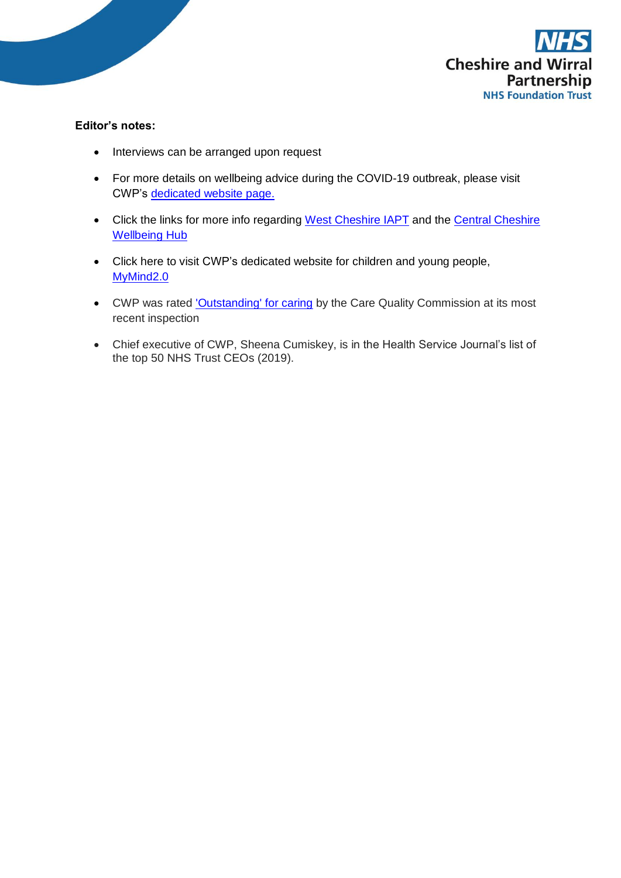**Editor's notes:**

- Interviews can be arranged upon request
- For more details on wellbeing advice during the COVID-19 outbreak, please visit CWP's dedicated website page.
- Click the links for more info regarding West Cheshire IAPT and the Central Cheshire Wellbeing Hub
- Click here to visit CWP's dedicated website for children and young people, MyMind2.0
- CWP was rated 'Outstanding' for caring by the Care Quality Commission at its most recent inspection
- Chief executive of CWP, Sheena Cumiskey, is in the Health Service Journal's list of the top 50 NHS Trust CEOs (2019).